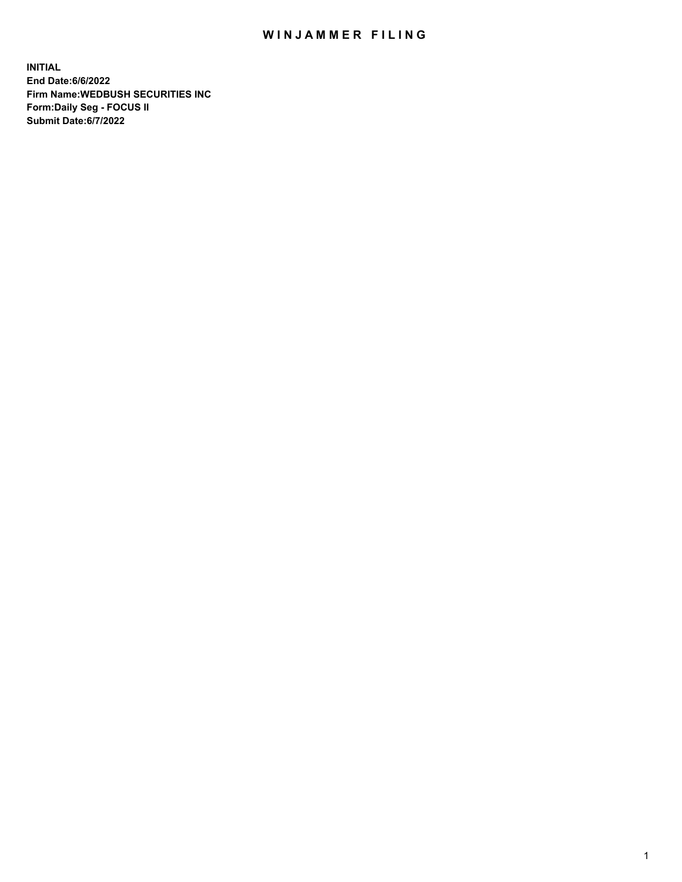# WINJAMMER FILING

**INITIAL**
**End Date:6/6/2022**
**Firm Name:WEDBUSH SECURITIES INC**
**Form:Daily Seg - FOCUS II**
**Submit Date:6/7/2022**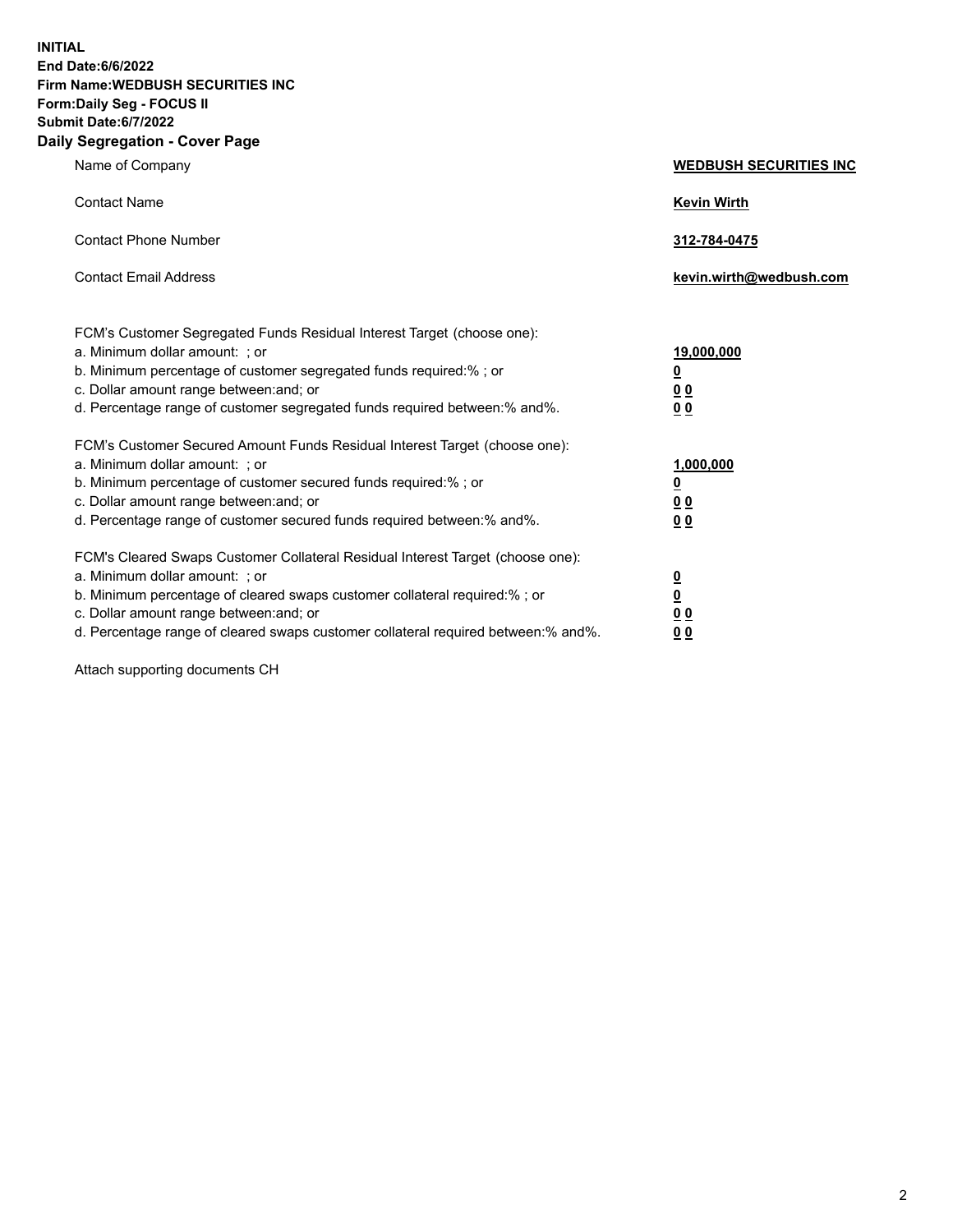**INITIAL**
**End Date:6/6/2022**
**Firm Name:WEDBUSH SECURITIES INC**
**Form:Daily Seg - FOCUS II**
**Submit Date:6/7/2022**

## Daily Segregation - Cover Page

| | |
|---|---|
| Name of Company | **WEDBUSH SECURITIES INC** |
| Contact Name | **Kevin Wirth** |
| Contact Phone Number | **312-784-0475** |
| Contact Email Address | **kevin.wirth@wedbush.com** |

FCM's Customer Segregated Funds Residual Interest Target (choose one):

| | |
|---|---|
| a. Minimum dollar amount: ; or | **19,000,000** |
| b. Minimum percentage of customer segregated funds required:% ; or | **0** |
| c. Dollar amount range between:and; or | **0 0** |
| d. Percentage range of customer segregated funds required between:% and%. | **0 0** |

FCM's Customer Secured Amount Funds Residual Interest Target (choose one):

| | |
|---|---|
| a. Minimum dollar amount: ; or | **1,000,000** |
| b. Minimum percentage of customer secured funds required:% ; or | **0** |
| c. Dollar amount range between:and; or | **0 0** |
| d. Percentage range of customer secured funds required between:% and%. | **0 0** |

FCM's Cleared Swaps Customer Collateral Residual Interest Target (choose one):

| | |
|---|---|
| a. Minimum dollar amount: ; or | **0** |
| b. Minimum percentage of cleared swaps customer collateral required:% ; or | **0** |
| c. Dollar amount range between:and; or | **0 0** |
| d. Percentage range of cleared swaps customer collateral required between:% and%. | **0 0** |

Attach supporting documents CH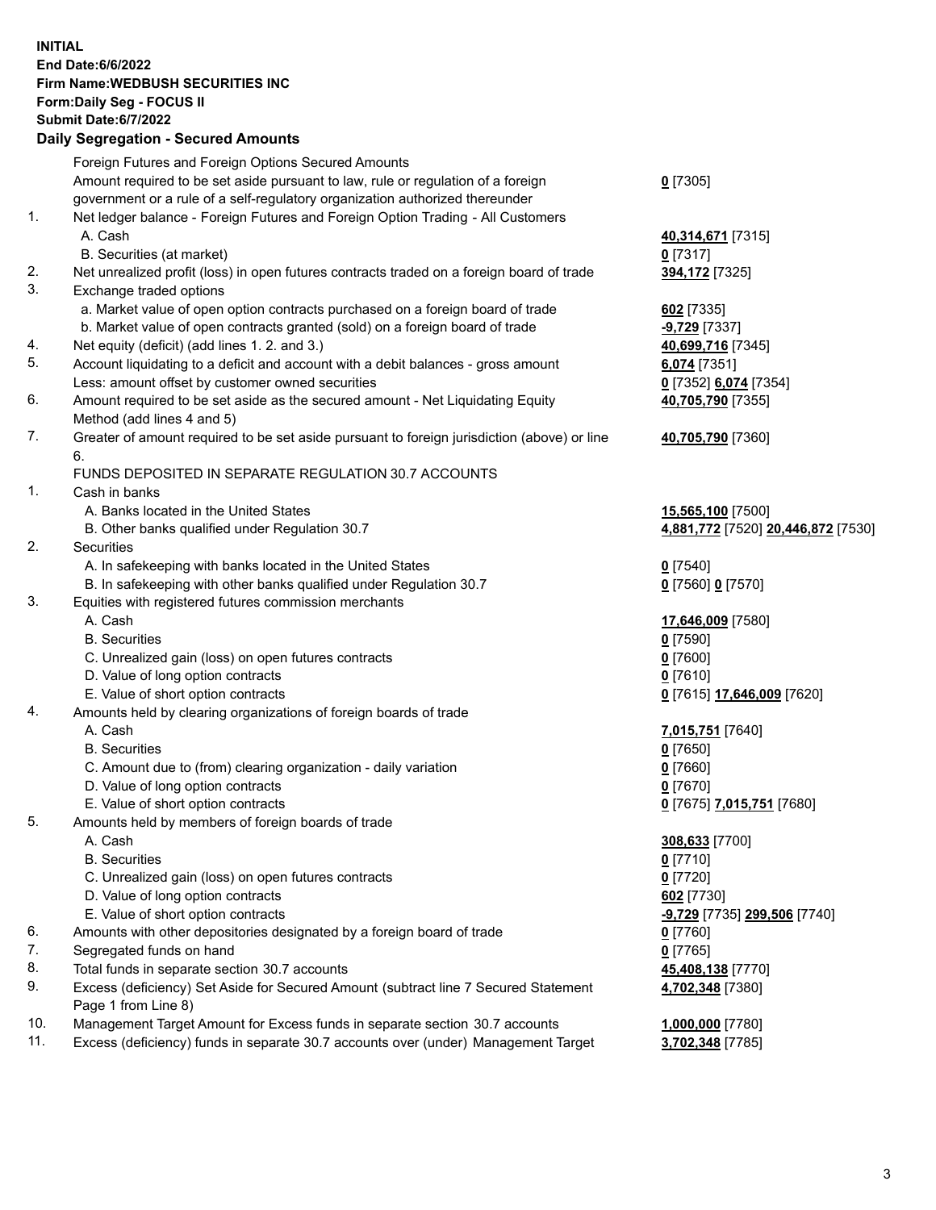**INITIAL**
**End Date:6/6/2022**
**Firm Name:WEDBUSH SECURITIES INC**
**Form:Daily Seg - FOCUS II**
**Submit Date:6/7/2022**

## Daily Segregation - Secured Amounts

| | | |
|---|---|---|
| | Foreign Futures and Foreign Options Secured Amounts | |
| | Amount required to be set aside pursuant to law, rule or regulation of a foreign government or a rule of a self-regulatory organization authorized thereunder | **0** [7305] |
| 1. | Net ledger balance - Foreign Futures and Foreign Option Trading - All Customers | |
| | A. Cash | **40,314,671** [7315] |
| | B. Securities (at market) | **0** [7317] |
| 2. | Net unrealized profit (loss) in open futures contracts traded on a foreign board of trade | **394,172** [7325] |
| 3. | Exchange traded options | |
| | a. Market value of open option contracts purchased on a foreign board of trade | **602** [7335] |
| | b. Market value of open contracts granted (sold) on a foreign board of trade | **-9,729** [7337] |
| 4. | Net equity (deficit) (add lines 1. 2. and 3.) | **40,699,716** [7345] |
| 5. | Account liquidating to a deficit and account with a debit balances - gross amount | **6,074** [7351] |
| | Less: amount offset by customer owned securities | **0** [7352] **6,074** [7354] |
| 6. | Amount required to be set aside as the secured amount - Net Liquidating Equity Method (add lines 4 and 5) | **40,705,790** [7355] |
| 7. | Greater of amount required to be set aside pursuant to foreign jurisdiction (above) or line 6. | **40,705,790** [7360] |
| | FUNDS DEPOSITED IN SEPARATE REGULATION 30.7 ACCOUNTS | |
| 1. | Cash in banks | |
| | A. Banks located in the United States | **15,565,100** [7500] |
| | B. Other banks qualified under Regulation 30.7 | **4,881,772** [7520] **20,446,872** [7530] |
| 2. | Securities | |
| | A. In safekeeping with banks located in the United States | **0** [7540] |
| | B. In safekeeping with other banks qualified under Regulation 30.7 | **0** [7560] **0** [7570] |
| 3. | Equities with registered futures commission merchants | |
| | A. Cash | **17,646,009** [7580] |
| | B. Securities | **0** [7590] |
| | C. Unrealized gain (loss) on open futures contracts | **0** [7600] |
| | D. Value of long option contracts | **0** [7610] |
| | E. Value of short option contracts | **0** [7615] **17,646,009** [7620] |
| 4. | Amounts held by clearing organizations of foreign boards of trade | |
| | A. Cash | **7,015,751** [7640] |
| | B. Securities | **0** [7650] |
| | C. Amount due to (from) clearing organization - daily variation | **0** [7660] |
| | D. Value of long option contracts | **0** [7670] |
| | E. Value of short option contracts | **0** [7675] **7,015,751** [7680] |
| 5. | Amounts held by members of foreign boards of trade | |
| | A. Cash | **308,633** [7700] |
| | B. Securities | **0** [7710] |
| | C. Unrealized gain (loss) on open futures contracts | **0** [7720] |
| | D. Value of long option contracts | **602** [7730] |
| | E. Value of short option contracts | **-9,729** [7735] **299,506** [7740] |
| 6. | Amounts with other depositories designated by a foreign board of trade | **0** [7760] |
| 7. | Segregated funds on hand | **0** [7765] |
| 8. | Total funds in separate section 30.7 accounts | **45,408,138** [7770] |
| 9. | Excess (deficiency) Set Aside for Secured Amount (subtract line 7 Secured Statement Page 1 from Line 8) | **4,702,348** [7380] |
| 10. | Management Target Amount for Excess funds in separate section 30.7 accounts | **1,000,000** [7780] |
| 11. | Excess (deficiency) funds in separate 30.7 accounts over (under) Management Target | **3,702,348** [7785] |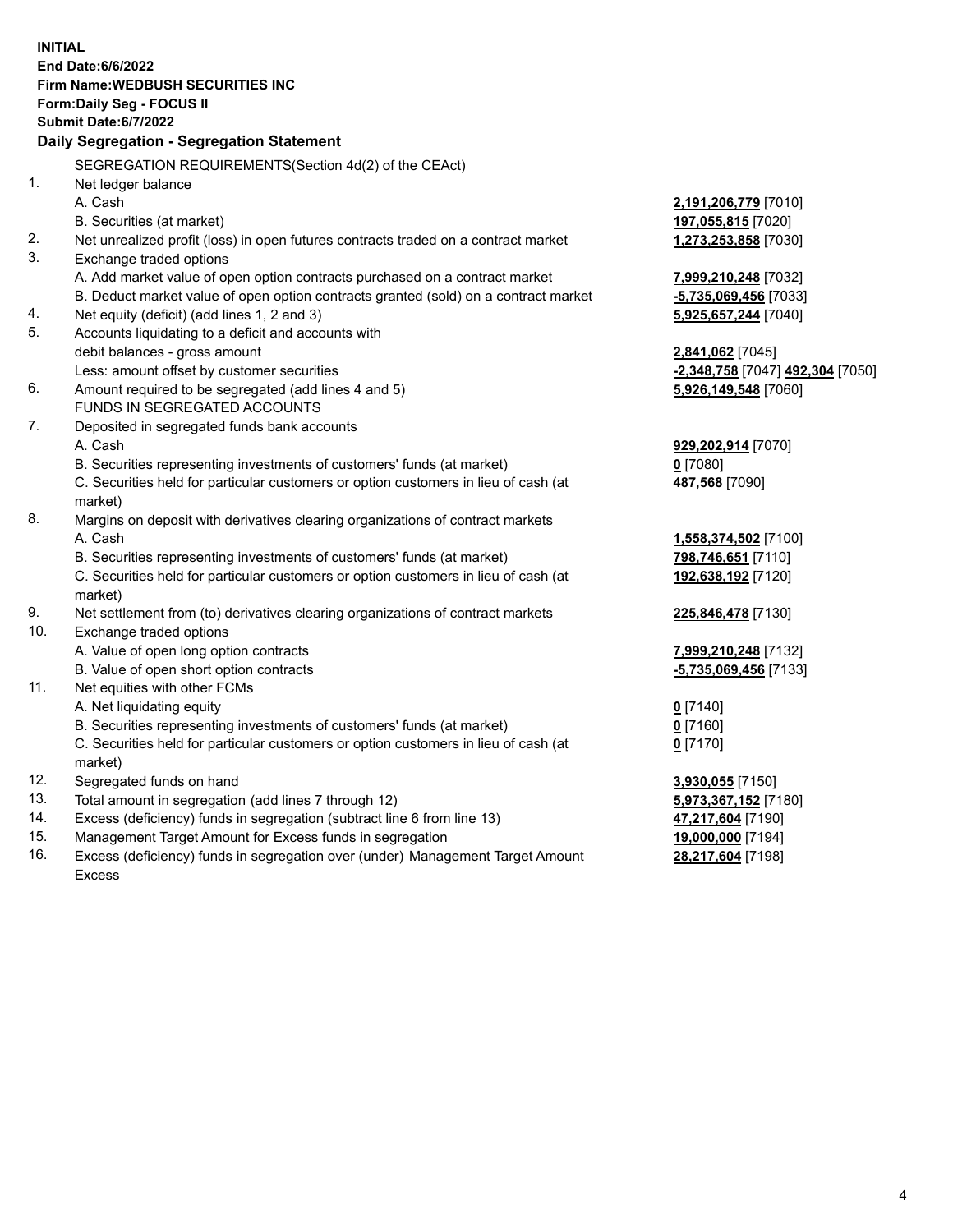**INITIAL**
**End Date:6/6/2022**
**Firm Name:WEDBUSH SECURITIES INC**
**Form:Daily Seg - FOCUS II**
**Submit Date:6/7/2022**

### Daily Segregation - Segregation Statement

SEGREGATION REQUIREMENTS(Section 4d(2) of the CEAct)

| | | |
|---|---|---|
| 1. | Net ledger balance | |
| | A. Cash | **2,191,206,779** [7010] |
| | B. Securities (at market) | **197,055,815** [7020] |
| 2. | Net unrealized profit (loss) in open futures contracts traded on a contract market | **1,273,253,858** [7030] |
| 3. | Exchange traded options | |
| | A. Add market value of open option contracts purchased on a contract market | **7,999,210,248** [7032] |
| | B. Deduct market value of open option contracts granted (sold) on a contract market | **-5,735,069,456** [7033] |
| 4. | Net equity (deficit) (add lines 1, 2 and 3) | **5,925,657,244** [7040] |
| 5. | Accounts liquidating to a deficit and accounts with debit balances - gross amount | **2,841,062** [7045] |
| | Less: amount offset by customer securities | **-2,348,758** [7047] **492,304** [7050] |
| 6. | Amount required to be segregated (add lines 4 and 5) | **5,926,149,548** [7060] |
| | FUNDS IN SEGREGATED ACCOUNTS | |
| 7. | Deposited in segregated funds bank accounts | |
| | A. Cash | **929,202,914** [7070] |
| | B. Securities representing investments of customers' funds (at market) | **0** [7080] |
| | C. Securities held for particular customers or option customers in lieu of cash (at market) | **487,568** [7090] |
| 8. | Margins on deposit with derivatives clearing organizations of contract markets | |
| | A. Cash | **1,558,374,502** [7100] |
| | B. Securities representing investments of customers' funds (at market) | **798,746,651** [7110] |
| | C. Securities held for particular customers or option customers in lieu of cash (at market) | **192,638,192** [7120] |
| 9. | Net settlement from (to) derivatives clearing organizations of contract markets | **225,846,478** [7130] |
| 10. | Exchange traded options | |
| | A. Value of open long option contracts | **7,999,210,248** [7132] |
| | B. Value of open short option contracts | **-5,735,069,456** [7133] |
| 11. | Net equities with other FCMs | |
| | A. Net liquidating equity | **0** [7140] |
| | B. Securities representing investments of customers' funds (at market) | **0** [7160] |
| | C. Securities held for particular customers or option customers in lieu of cash (at market) | **0** [7170] |
| 12. | Segregated funds on hand | **3,930,055** [7150] |
| 13. | Total amount in segregation (add lines 7 through 12) | **5,973,367,152** [7180] |
| 14. | Excess (deficiency) funds in segregation (subtract line 6 from line 13) | **47,217,604** [7190] |
| 15. | Management Target Amount for Excess funds in segregation | **19,000,000** [7194] |
| 16. | Excess (deficiency) funds in segregation over (under) Management Target Amount Excess | **28,217,604** [7198] |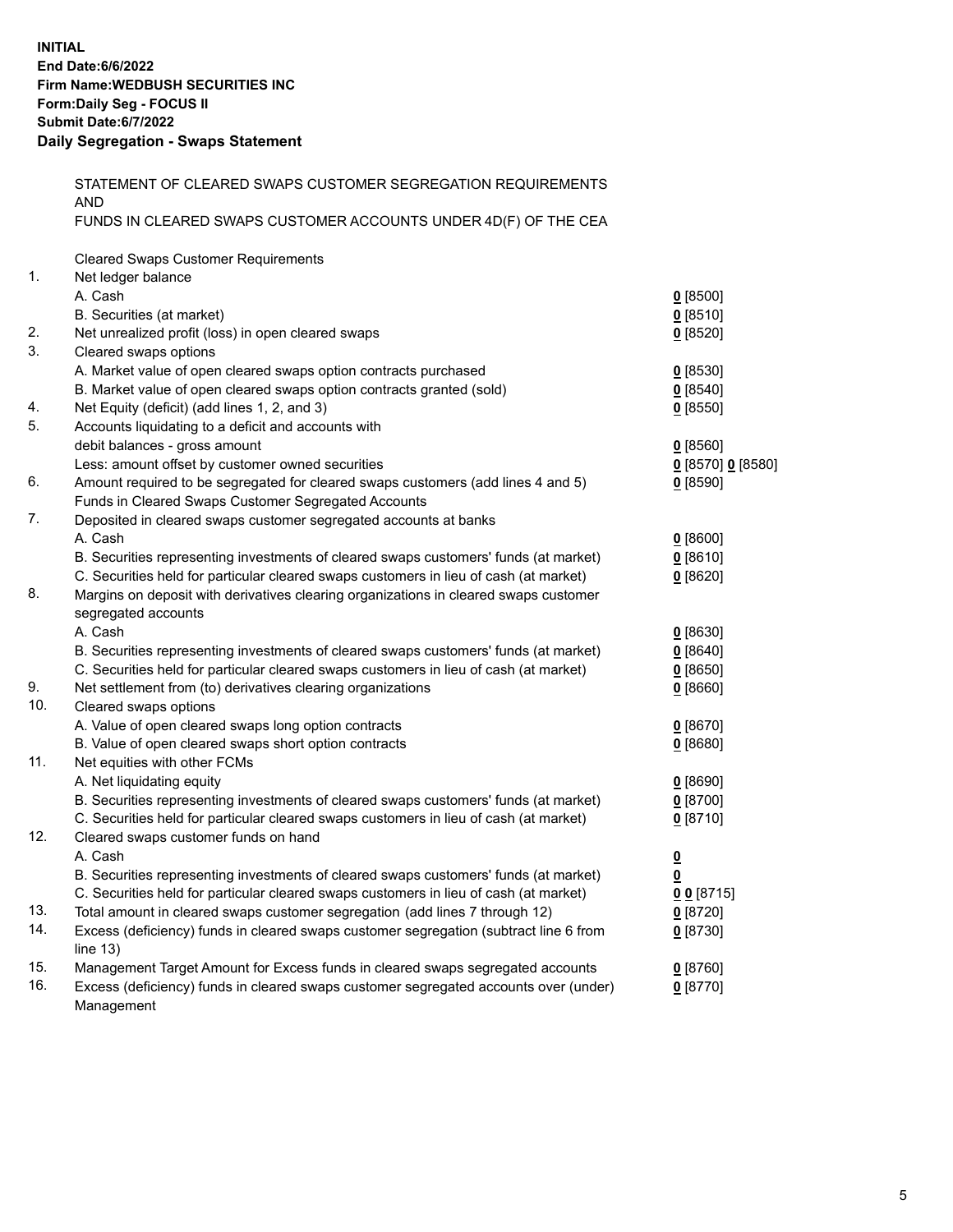**INITIAL**
**End Date:6/6/2022**
**Firm Name:WEDBUSH SECURITIES INC**
**Form:Daily Seg - FOCUS II**
**Submit Date:6/7/2022**
**Daily Segregation - Swaps Statement**

STATEMENT OF CLEARED SWAPS CUSTOMER SEGREGATION REQUIREMENTS AND FUNDS IN CLEARED SWAPS CUSTOMER ACCOUNTS UNDER 4D(F) OF THE CEA

| | | |
|---|---|---|
| | Cleared Swaps Customer Requirements | |
| 1. | Net ledger balance | |
| | A. Cash | 0 [8500] |
| | B. Securities (at market) | 0 [8510] |
| 2. | Net unrealized profit (loss) in open cleared swaps | 0 [8520] |
| 3. | Cleared swaps options | |
| | A. Market value of open cleared swaps option contracts purchased | 0 [8530] |
| | B. Market value of open cleared swaps option contracts granted (sold) | 0 [8540] |
| 4. | Net Equity (deficit) (add lines 1, 2, and 3) | 0 [8550] |
| 5. | Accounts liquidating to a deficit and accounts with | |
| | debit balances - gross amount | 0 [8560] |
| | Less: amount offset by customer owned securities | 0 [8570] 0 [8580] |
| 6. | Amount required to be segregated for cleared swaps customers (add lines 4 and 5) | 0 [8590] |
| | Funds in Cleared Swaps Customer Segregated Accounts | |
| 7. | Deposited in cleared swaps customer segregated accounts at banks | |
| | A. Cash | 0 [8600] |
| | B. Securities representing investments of cleared swaps customers' funds (at market) | 0 [8610] |
| | C. Securities held for particular cleared swaps customers in lieu of cash (at market) | 0 [8620] |
| 8. | Margins on deposit with derivatives clearing organizations in cleared swaps customer segregated accounts | |
| | A. Cash | 0 [8630] |
| | B. Securities representing investments of cleared swaps customers' funds (at market) | 0 [8640] |
| | C. Securities held for particular cleared swaps customers in lieu of cash (at market) | 0 [8650] |
| 9. | Net settlement from (to) derivatives clearing organizations | 0 [8660] |
| 10. | Cleared swaps options | |
| | A. Value of open cleared swaps long option contracts | 0 [8670] |
| | B. Value of open cleared swaps short option contracts | 0 [8680] |
| 11. | Net equities with other FCMs | |
| | A. Net liquidating equity | 0 [8690] |
| | B. Securities representing investments of cleared swaps customers' funds (at market) | 0 [8700] |
| | C. Securities held for particular cleared swaps customers in lieu of cash (at market) | 0 [8710] |
| 12. | Cleared swaps customer funds on hand | |
| | A. Cash | 0 |
| | B. Securities representing investments of cleared swaps customers' funds (at market) | 0 |
| | C. Securities held for particular cleared swaps customers in lieu of cash (at market) | 0 0 [8715] |
| 13. | Total amount in cleared swaps customer segregation (add lines 7 through 12) | 0 [8720] |
| 14. | Excess (deficiency) funds in cleared swaps customer segregation (subtract line 6 from line 13) | 0 [8730] |
| 15. | Management Target Amount for Excess funds in cleared swaps segregated accounts | 0 [8760] |
| 16. | Excess (deficiency) funds in cleared swaps customer segregated accounts over (under) Management | 0 [8770] |